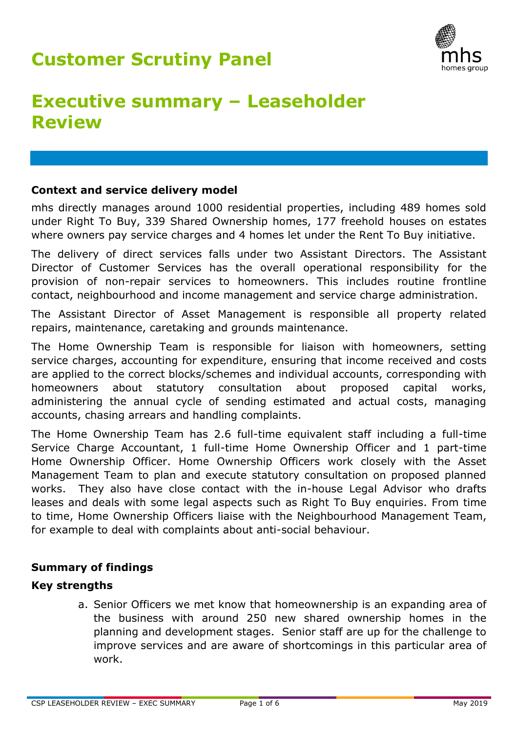# Customer Scrutiny Panel

# Executive summary – Leaseholder Review

### Context and service delivery model

mhs directly manages around 1000 residential properties, including 489 homes sold under Right To Buy, 339 Shared Ownership homes, 177 freehold houses on estates where owners pay service charges and 4 homes let under the Rent To Buy initiative.

The delivery of direct services falls under two Assistant Directors. The Assistant Director of Customer Services has the overall operational responsibility for the provision of non-repair services to homeowners. This includes routine frontline contact, neighbourhood and income management and service charge administration.

The Assistant Director of Asset Management is responsible all property related repairs, maintenance, caretaking and grounds maintenance.

The Home Ownership Team is responsible for liaison with homeowners, setting service charges, accounting for expenditure, ensuring that income received and costs are applied to the correct blocks/schemes and individual accounts, corresponding with homeowners about statutory consultation about proposed capital works, administering the annual cycle of sending estimated and actual costs, managing accounts, chasing arrears and handling complaints.

The Home Ownership Team has 2.6 full-time equivalent staff including a full-time Service Charge Accountant, 1 full-time Home Ownership Officer and 1 part-time Home Ownership Officer. Home Ownership Officers work closely with the Asset Management Team to plan and execute statutory consultation on proposed planned works. They also have close contact with the in-house Legal Advisor who drafts leases and deals with some legal aspects such as Right To Buy enquiries. From time to time, Home Ownership Officers liaise with the Neighbourhood Management Team, for example to deal with complaints about anti-social behaviour.

### Summary of findings

### Key strengths

a. Senior Officers we met know that homeownership is an expanding area of the business with around 250 new shared ownership homes in the planning and development stages. Senior staff are up for the challenge to improve services and are aware of shortcomings in this particular area of work.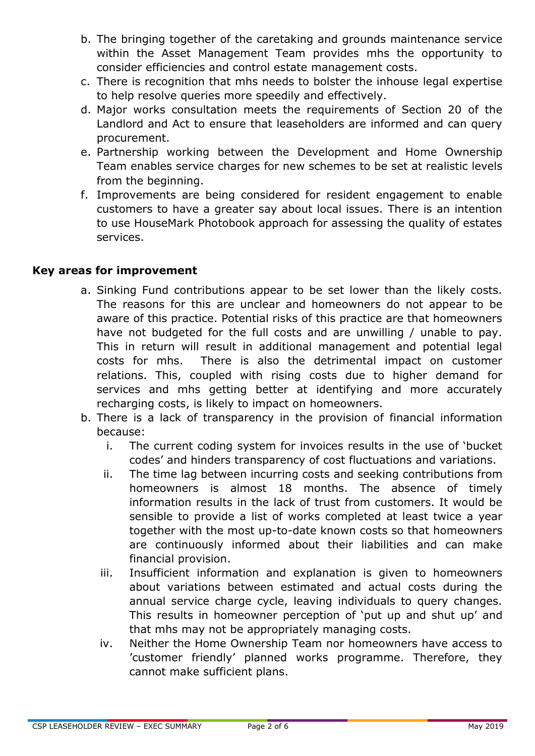b. The bringing together of the caretaking and grounds maintenance service within the Asset Management Team provides mhs the opportunity to consider efficiencies and control estate management costs.
c. There is recognition that mhs needs to bolster the inhouse legal expertise to help resolve queries more speedily and effectively.
d. Major works consultation meets the requirements of Section 20 of the Landlord and Act to ensure that leaseholders are informed and can query procurement.
e. Partnership working between the Development and Home Ownership Team enables service charges for new schemes to be set at realistic levels from the beginning.
f. Improvements are being considered for resident engagement to enable customers to have a greater say about local issues. There is an intention to use HouseMark Photobook approach for assessing the quality of estates services.

**Key areas for improvement**

a. Sinking Fund contributions appear to be set lower than the likely costs. The reasons for this are unclear and homeowners do not appear to be aware of this practice. Potential risks of this practice are that homeowners have not budgeted for the full costs and are unwilling / unable to pay. This in return will result in additional management and potential legal costs for mhs. There is also the detrimental impact on customer relations. This, coupled with rising costs due to higher demand for services and mhs getting better at identifying and more accurately recharging costs, is likely to impact on homeowners.
b. There is a lack of transparency in the provision of financial information because:
    i. The current coding system for invoices results in the use of 'bucket codes' and hinders transparency of cost fluctuations and variations.
    ii. The time lag between incurring costs and seeking contributions from homeowners is almost 18 months. The absence of timely information results in the lack of trust from customers. It would be sensible to provide a list of works completed at least twice a year together with the most up-to-date known costs so that homeowners are continuously informed about their liabilities and can make financial provision.
    iii. Insufficient information and explanation is given to homeowners about variations between estimated and actual costs during the annual service charge cycle, leaving individuals to query changes. This results in homeowner perception of 'put up and shut up' and that mhs may not be appropriately managing costs.
    iv. Neither the Home Ownership Team nor homeowners have access to 'customer friendly' planned works programme. Therefore, they cannot make sufficient plans.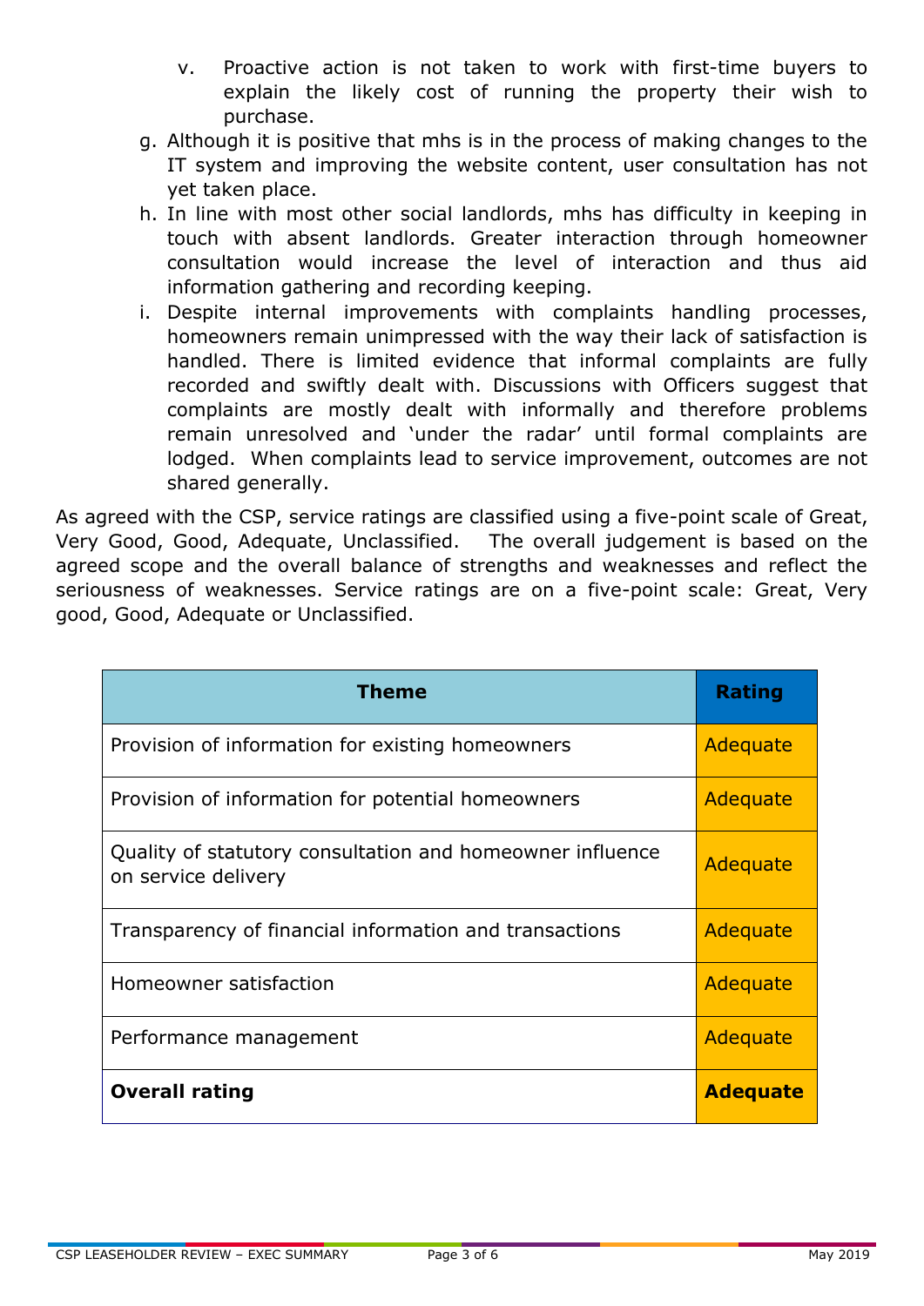v. Proactive action is not taken to work with first-time buyers to explain the likely cost of running the property their wish to purchase.

g. Although it is positive that mhs is in the process of making changes to the IT system and improving the website content, user consultation has not yet taken place.

h. In line with most other social landlords, mhs has difficulty in keeping in touch with absent landlords. Greater interaction through homeowner consultation would increase the level of interaction and thus aid information gathering and recording keeping.

i. Despite internal improvements with complaints handling processes, homeowners remain unimpressed with the way their lack of satisfaction is handled. There is limited evidence that informal complaints are fully recorded and swiftly dealt with. Discussions with Officers suggest that complaints are mostly dealt with informally and therefore problems remain unresolved and 'under the radar' until formal complaints are lodged. When complaints lead to service improvement, outcomes are not shared generally.

As agreed with the CSP, service ratings are classified using a five-point scale of Great, Very Good, Good, Adequate, Unclassified. The overall judgement is based on the agreed scope and the overall balance of strengths and weaknesses and reflect the seriousness of weaknesses. Service ratings are on a five-point scale: Great, Very good, Good, Adequate or Unclassified.

| Theme | Rating |
|---|---|
| Provision of information for existing homeowners | Adequate |
| Provision of information for potential homeowners | Adequate |
| Quality of statutory consultation and homeowner influence on service delivery | Adequate |
| Transparency of financial information and transactions | Adequate |
| Homeowner satisfaction | Adequate |
| Performance management | Adequate |
| **Overall rating** | **Adequate** |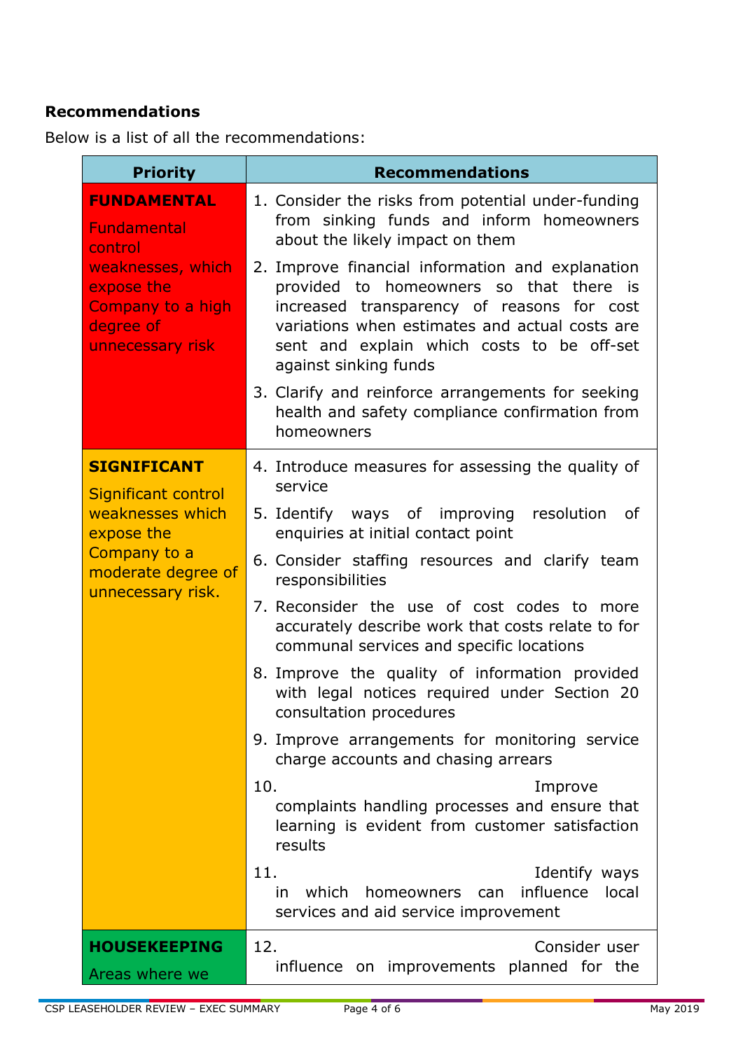**Recommendations**

Below is a list of all the recommendations:

| Priority | Recommendations |
|---|---|
| **FUNDAMENTAL**<br>Fundamental control weaknesses, which expose the Company to a high degree of unnecessary risk | 1. Consider the risks from potential under-funding from sinking funds and inform homeowners about the likely impact on them<br>2. Improve financial information and explanation provided to homeowners so that there is increased transparency of reasons for cost variations when estimates and actual costs are sent and explain which costs to be off-set against sinking funds<br>3. Clarify and reinforce arrangements for seeking health and safety compliance confirmation from homeowners |
| **SIGNIFICANT**<br>Significant control weaknesses which expose the Company to a moderate degree of unnecessary risk. | 4. Introduce measures for assessing the quality of service<br>5. Identify ways of improving resolution of enquiries at initial contact point<br>6. Consider staffing resources and clarify team responsibilities<br>7. Reconsider the use of cost codes to more accurately describe work that costs relate to for communal services and specific locations<br>8. Improve the quality of information provided with legal notices required under Section 20 consultation procedures<br>9. Improve arrangements for monitoring service charge accounts and chasing arrears<br>10. Improve complaints handling processes and ensure that learning is evident from customer satisfaction results<br>11. Identify ways in which homeowners can influence local services and aid service improvement |
| **HOUSEKEEPING**<br>Areas where we | 12. Consider user influence on improvements planned for the |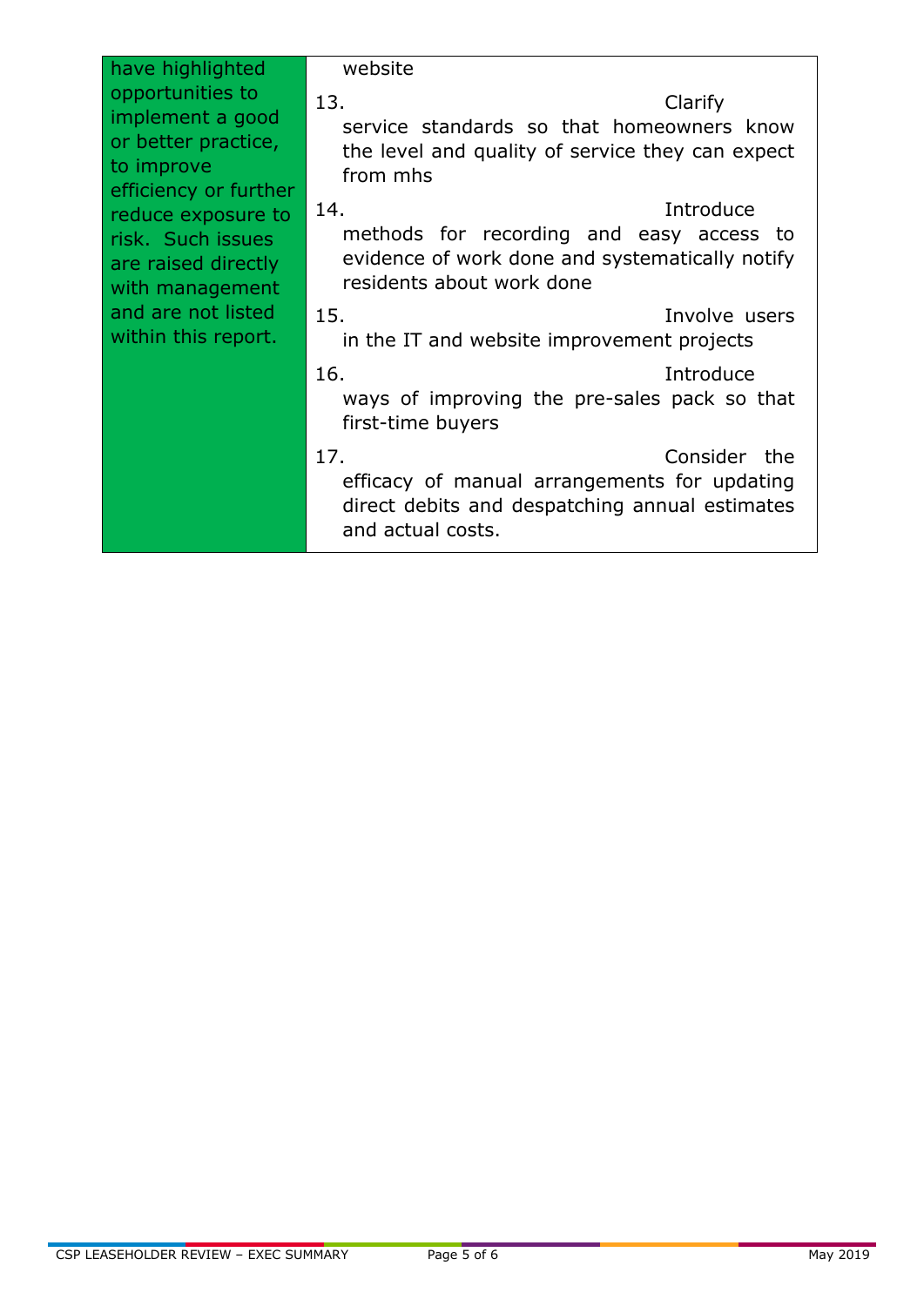| | |
|---|---|
| have highlighted opportunities to implement a good or better practice, to improve efficiency or further reduce exposure to risk. Such issues are raised directly with management and are not listed within this report. | website<br><br>13. Clarify service standards so that homeowners know the level and quality of service they can expect from mhs<br><br>14. Introduce methods for recording and easy access to evidence of work done and systematically notify residents about work done<br><br>15. Involve users in the IT and website improvement projects<br><br>16. Introduce ways of improving the pre-sales pack so that first-time buyers<br><br>17. Consider the efficacy of manual arrangements for updating direct debits and despatching annual estimates and actual costs. |